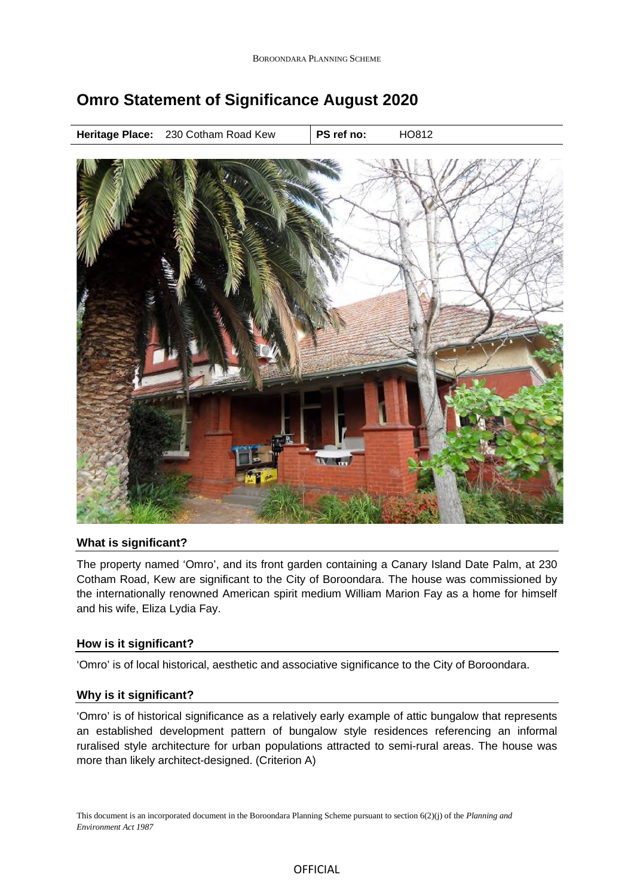# Omro Statement of Significance August 2020

| Heritage Place: | 230 Cotham Road Kew | PS ref no: | HO812 |
|---|---|---|---|

## What is significant?

The property named 'Omro', and its front garden containing a Canary Island Date Palm, at 230 Cotham Road, Kew are significant to the City of Boroondara. The house was commissioned by the internationally renowned American spirit medium William Marion Fay as a home for himself and his wife, Eliza Lydia Fay.

## How is it significant?

'Omro' is of local historical, aesthetic and associative significance to the City of Boroondara.

## Why is it significant?

'Omro' is of historical significance as a relatively early example of attic bungalow that represents an established development pattern of bungalow style residences referencing an informal ruralised style architecture for urban populations attracted to semi-rural areas. The house was more than likely architect-designed. (Criterion A)

This document is an incorporated document in the Boroondara Planning Scheme pursuant to section 6(2)(j) of the *Planning and Environment Act 1987*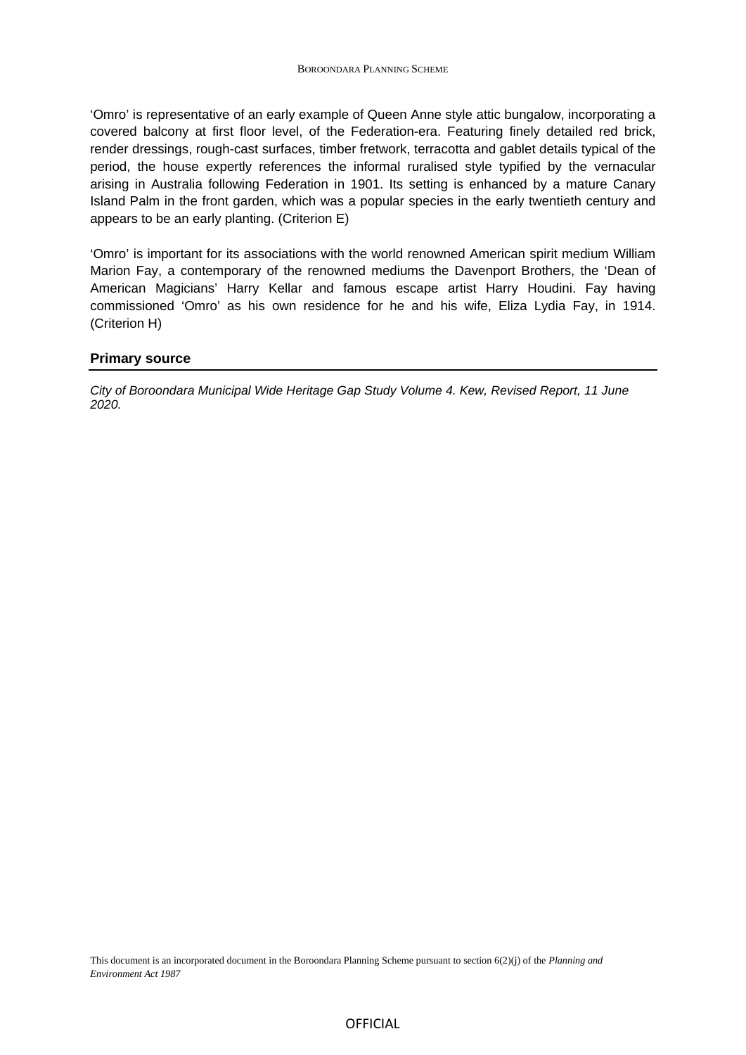'Omro' is representative of an early example of Queen Anne style attic bungalow, incorporating a covered balcony at first floor level, of the Federation-era. Featuring finely detailed red brick, render dressings, rough-cast surfaces, timber fretwork, terracotta and gablet details typical of the period, the house expertly references the informal ruralised style typified by the vernacular arising in Australia following Federation in 1901. Its setting is enhanced by a mature Canary Island Palm in the front garden, which was a popular species in the early twentieth century and appears to be an early planting. (Criterion E)

'Omro' is important for its associations with the world renowned American spirit medium William Marion Fay, a contemporary of the renowned mediums the Davenport Brothers, the 'Dean of American Magicians' Harry Kellar and famous escape artist Harry Houdini. Fay having commissioned 'Omro' as his own residence for he and his wife, Eliza Lydia Fay, in 1914. (Criterion H)

### Primary source

*City of Boroondara Municipal Wide Heritage Gap Study Volume 4. Kew, Revised Report, 11 June 2020.*

This document is an incorporated document in the Boroondara Planning Scheme pursuant to section 6(2)(j) of the *Planning and Environment Act 1987*